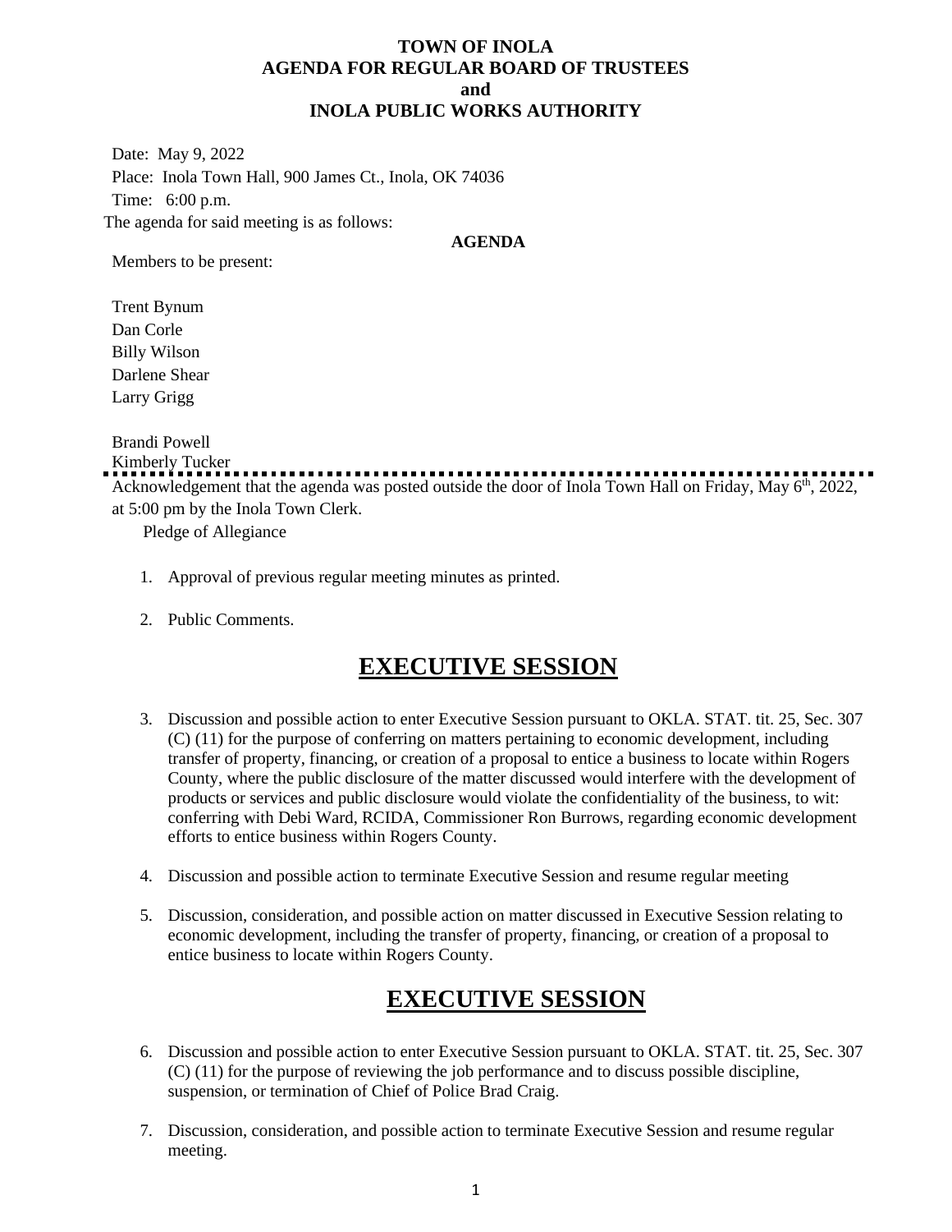**TOWN OF INOLA**
**AGENDA FOR REGULAR BOARD OF TRUSTEES**
**and**
**INOLA PUBLIC WORKS AUTHORITY**

Date: May 9, 2022
Place: Inola Town Hall, 900 James Ct., Inola, OK 74036
Time: 6:00 p.m.
The agenda for said meeting is as follows:

**AGENDA**

Members to be present:

Trent Bynum
Dan Corle
Billy Wilson
Darlene Shear
Larry Grigg

Brandi Powell
Kimberly Tucker

Acknowledgement that the agenda was posted outside the door of Inola Town Hall on Friday, May 6th, 2022, at 5:00 pm by the Inola Town Clerk.

Pledge of Allegiance

1. Approval of previous regular meeting minutes as printed.

2. Public Comments.

## EXECUTIVE SESSION

3. Discussion and possible action to enter Executive Session pursuant to OKLA. STAT. tit. 25, Sec. 307 (C) (11) for the purpose of conferring on matters pertaining to economic development, including transfer of property, financing, or creation of a proposal to entice a business to locate within Rogers County, where the public disclosure of the matter discussed would interfere with the development of products or services and public disclosure would violate the confidentiality of the business, to wit: conferring with Debi Ward, RCIDA, Commissioner Ron Burrows, regarding economic development efforts to entice business within Rogers County.

4. Discussion and possible action to terminate Executive Session and resume regular meeting

5. Discussion, consideration, and possible action on matter discussed in Executive Session relating to economic development, including the transfer of property, financing, or creation of a proposal to entice business to locate within Rogers County.

## EXECUTIVE SESSION

6. Discussion and possible action to enter Executive Session pursuant to OKLA. STAT. tit. 25, Sec. 307 (C) (11) for the purpose of reviewing the job performance and to discuss possible discipline, suspension, or termination of Chief of Police Brad Craig.

7. Discussion, consideration, and possible action to terminate Executive Session and resume regular meeting.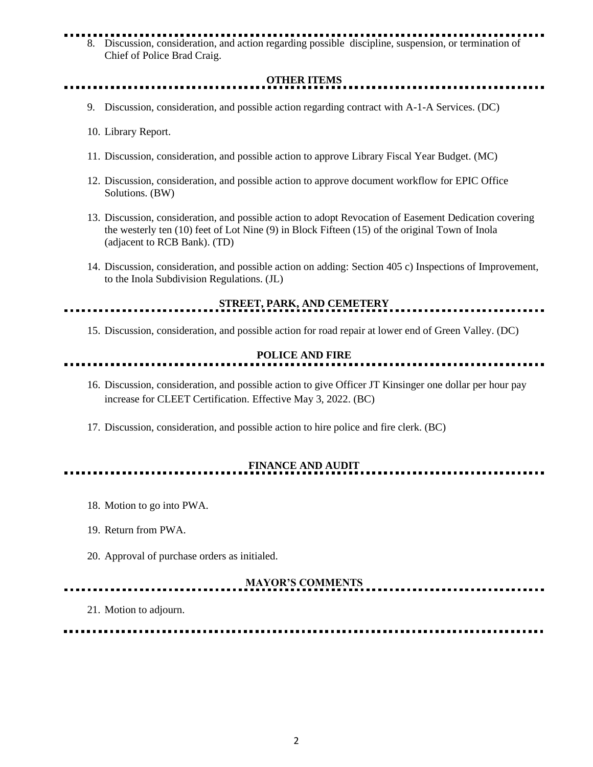8. Discussion, consideration, and action regarding possible discipline, suspension, or termination of Chief of Police Brad Craig.

## OTHER ITEMS

9. Discussion, consideration, and possible action regarding contract with A-1-A Services. (DC)

10. Library Report.

11. Discussion, consideration, and possible action to approve Library Fiscal Year Budget. (MC)

12. Discussion, consideration, and possible action to approve document workflow for EPIC Office Solutions. (BW)

13. Discussion, consideration, and possible action to adopt Revocation of Easement Dedication covering the westerly ten (10) feet of Lot Nine (9) in Block Fifteen (15) of the original Town of Inola (adjacent to RCB Bank). (TD)

14. Discussion, consideration, and possible action on adding: Section 405 c) Inspections of Improvement, to the Inola Subdivision Regulations. (JL)

## STREET, PARK, AND CEMETERY

15. Discussion, consideration, and possible action for road repair at lower end of Green Valley. (DC)

## POLICE AND FIRE

16. Discussion, consideration, and possible action to give Officer JT Kinsinger one dollar per hour pay increase for CLEET Certification. Effective May 3, 2022. (BC)

17. Discussion, consideration, and possible action to hire police and fire clerk. (BC)

## FINANCE AND AUDIT

18. Motion to go into PWA.

19. Return from PWA.

20. Approval of purchase orders as initialed.

## MAYOR'S COMMENTS

21. Motion to adjourn.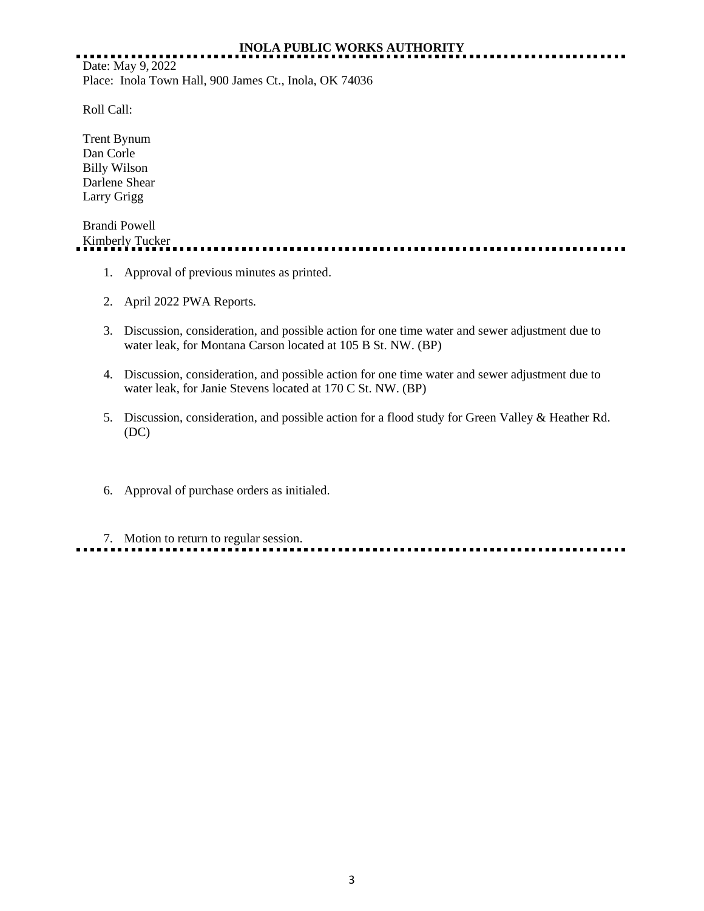**INOLA PUBLIC WORKS AUTHORITY**

Date: May 9, 2022
Place: Inola Town Hall, 900 James Ct., Inola, OK 74036

Roll Call:

Trent Bynum
Dan Corle
Billy Wilson
Darlene Shear
Larry Grigg

Brandi Powell
Kimberly Tucker

1. Approval of previous minutes as printed.

2. April 2022 PWA Reports.

3. Discussion, consideration, and possible action for one time water and sewer adjustment due to water leak, for Montana Carson located at 105 B St. NW. (BP)

4. Discussion, consideration, and possible action for one time water and sewer adjustment due to water leak, for Janie Stevens located at 170 C St. NW. (BP)

5. Discussion, consideration, and possible action for a flood study for Green Valley & Heather Rd. (DC)

6. Approval of purchase orders as initialed.

7. Motion to return to regular session.